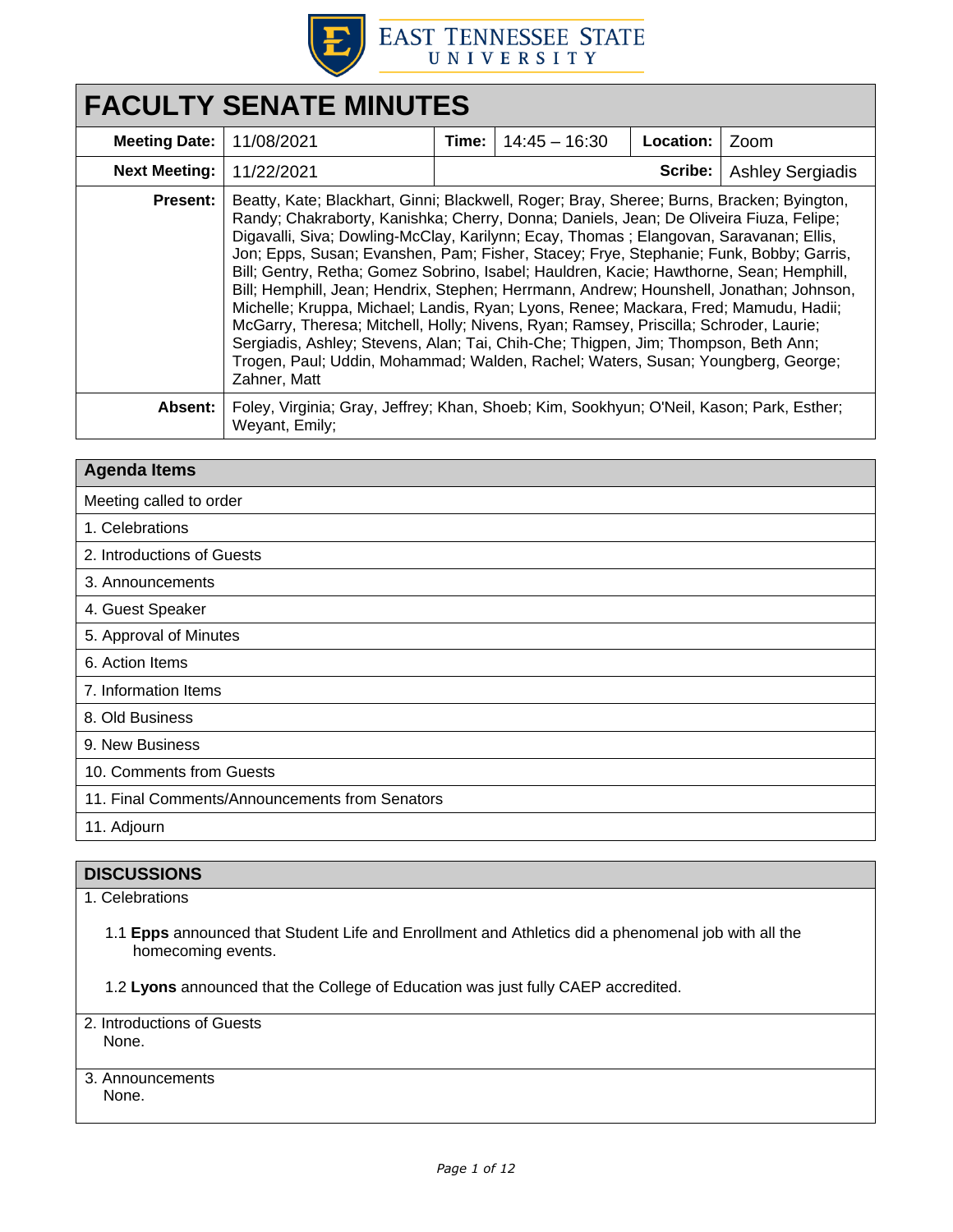EAST TENNESSEE STATE UNIVERSITY

# FACULTY SENATE MINUTES

| **Meeting Date:** | 11/08/2021 | **Time:** | 14:45 – 16:30 | **Location:** | Zoom |
|---|---|---|---|---|---|
| **Next Meeting:** | 11/22/2021 | | | **Scribe:** | Ashley Sergiadis |
| **Present:** | Beatty, Kate; Blackhart, Ginni; Blackwell, Roger; Bray, Sheree; Burns, Bracken; Byington, Randy; Chakraborty, Kanishka; Cherry, Donna; Daniels, Jean; De Oliveira Fiuza, Felipe; Digavalli, Siva; Dowling-McClay, Karilynn; Ecay, Thomas ; Elangovan, Saravanan; Ellis, Jon; Epps, Susan; Evanshen, Pam; Fisher, Stacey; Frye, Stephanie; Funk, Bobby; Garris, Bill; Gentry, Retha; Gomez Sobrino, Isabel; Hauldren, Kacie; Hawthorne, Sean; Hemphill, Bill; Hemphill, Jean; Hendrix, Stephen; Herrmann, Andrew; Hounshell, Jonathan; Johnson, Michelle; Kruppa, Michael; Landis, Ryan; Lyons, Renee; Mackara, Fred; Mamudu, Hadii; McGarry, Theresa; Mitchell, Holly; Nivens, Ryan; Ramsey, Priscilla; Schroder, Laurie; Sergiadis, Ashley; Stevens, Alan; Tai, Chih-Che; Thigpen, Jim; Thompson, Beth Ann; Trogen, Paul; Uddin, Mohammad; Walden, Rachel; Waters, Susan; Youngberg, George; Zahner, Matt | | | | |
| **Absent:** | Foley, Virginia; Gray, Jeffrey; Khan, Shoeb; Kim, Sookhyun; O'Neil, Kason; Park, Esther; Weyant, Emily; | | | | |

## Agenda Items

Meeting called to order

1. Celebrations
2. Introductions of Guests
3. Announcements
4. Guest Speaker
5. Approval of Minutes
6. Action Items
7. Information Items
8. Old Business
9. New Business
10. Comments from Guests
11. Final Comments/Announcements from Senators
11. Adjourn

## DISCUSSIONS

1. Celebrations

1.1 **Epps** announced that Student Life and Enrollment and Athletics did a phenomenal job with all the homecoming events.

1.2 **Lyons** announced that the College of Education was just fully CAEP accredited.

2. Introductions of Guests

None.

3. Announcements

None.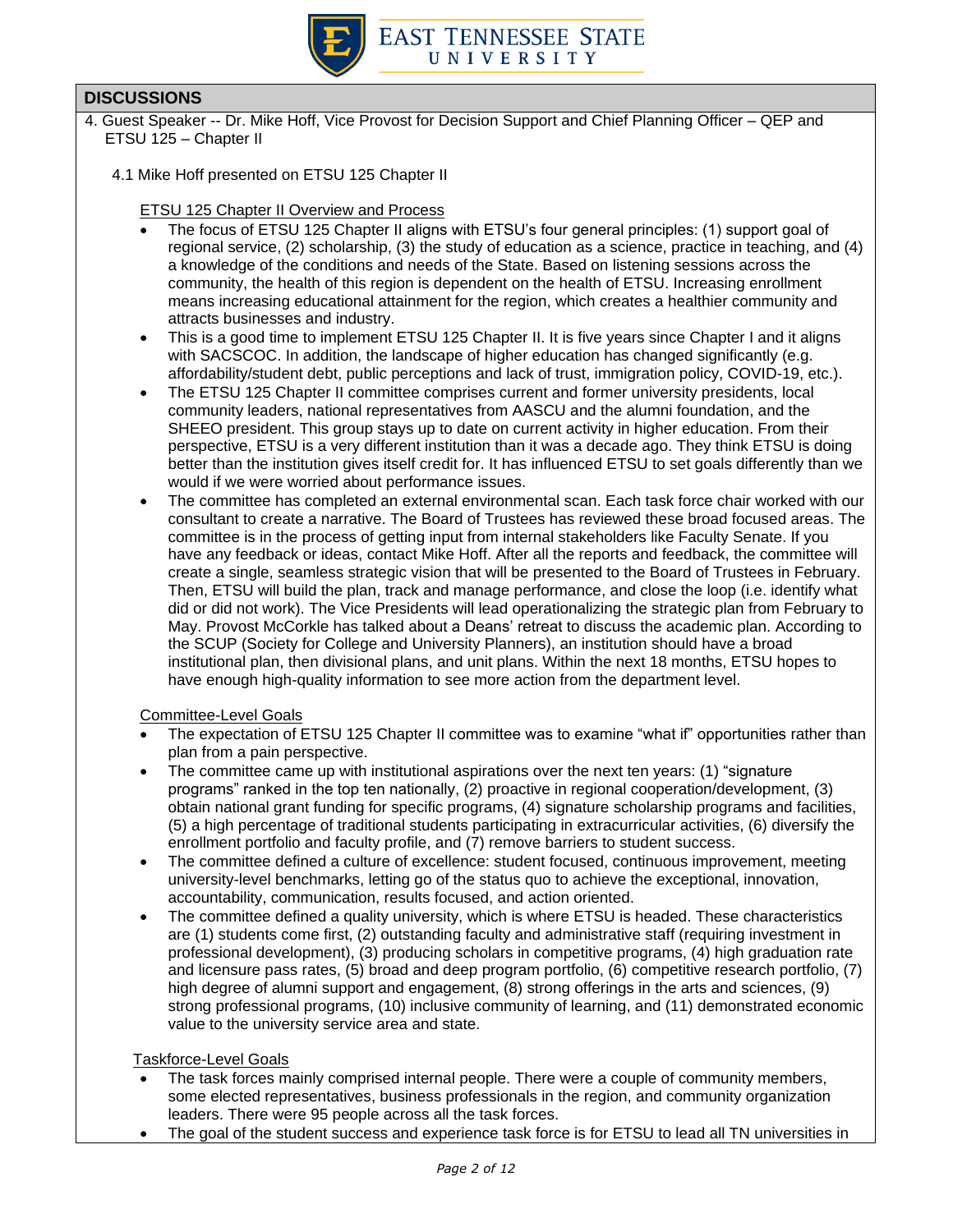## DISCUSSIONS

4. Guest Speaker -- Dr. Mike Hoff, Vice Provost for Decision Support and Chief Planning Officer – QEP and ETSU 125 – Chapter II

   4.1 Mike Hoff presented on ETSU 125 Chapter II

   ETSU 125 Chapter II Overview and Process

   - The focus of ETSU 125 Chapter II aligns with ETSU's four general principles: (1) support goal of regional service, (2) scholarship, (3) the study of education as a science, practice in teaching, and (4) a knowledge of the conditions and needs of the State. Based on listening sessions across the community, the health of this region is dependent on the health of ETSU. Increasing enrollment means increasing educational attainment for the region, which creates a healthier community and attracts businesses and industry.
   - This is a good time to implement ETSU 125 Chapter II. It is five years since Chapter I and it aligns with SACSCOC. In addition, the landscape of higher education has changed significantly (e.g. affordability/student debt, public perceptions and lack of trust, immigration policy, COVID-19, etc.).
   - The ETSU 125 Chapter II committee comprises current and former university presidents, local community leaders, national representatives from AASCU and the alumni foundation, and the SHEEO president. This group stays up to date on current activity in higher education. From their perspective, ETSU is a very different institution than it was a decade ago. They think ETSU is doing better than the institution gives itself credit for. It has influenced ETSU to set goals differently than we would if we were worried about performance issues.
   - The committee has completed an external environmental scan. Each task force chair worked with our consultant to create a narrative. The Board of Trustees has reviewed these broad focused areas. The committee is in the process of getting input from internal stakeholders like Faculty Senate. If you have any feedback or ideas, contact Mike Hoff. After all the reports and feedback, the committee will create a single, seamless strategic vision that will be presented to the Board of Trustees in February. Then, ETSU will build the plan, track and manage performance, and close the loop (i.e. identify what did or did not work). The Vice Presidents will lead operationalizing the strategic plan from February to May. Provost McCorkle has talked about a Deans' retreat to discuss the academic plan. According to the SCUP (Society for College and University Planners), an institution should have a broad institutional plan, then divisional plans, and unit plans. Within the next 18 months, ETSU hopes to have enough high-quality information to see more action from the department level.

   Committee-Level Goals

   - The expectation of ETSU 125 Chapter II committee was to examine "what if" opportunities rather than plan from a pain perspective.
   - The committee came up with institutional aspirations over the next ten years: (1) "signature programs" ranked in the top ten nationally, (2) proactive in regional cooperation/development, (3) obtain national grant funding for specific programs, (4) signature scholarship programs and facilities, (5) a high percentage of traditional students participating in extracurricular activities, (6) diversify the enrollment portfolio and faculty profile, and (7) remove barriers to student success.
   - The committee defined a culture of excellence: student focused, continuous improvement, meeting university-level benchmarks, letting go of the status quo to achieve the exceptional, innovation, accountability, communication, results focused, and action oriented.
   - The committee defined a quality university, which is where ETSU is headed. These characteristics are (1) students come first, (2) outstanding faculty and administrative staff (requiring investment in professional development), (3) producing scholars in competitive programs, (4) high graduation rate and licensure pass rates, (5) broad and deep program portfolio, (6) competitive research portfolio, (7) high degree of alumni support and engagement, (8) strong offerings in the arts and sciences, (9) strong professional programs, (10) inclusive community of learning, and (11) demonstrated economic value to the university service area and state.

   Taskforce-Level Goals

   - The task forces mainly comprised internal people. There were a couple of community members, some elected representatives, business professionals in the region, and community organization leaders. There were 95 people across all the task forces.
   - The goal of the student success and experience task force is for ETSU to lead all TN universities in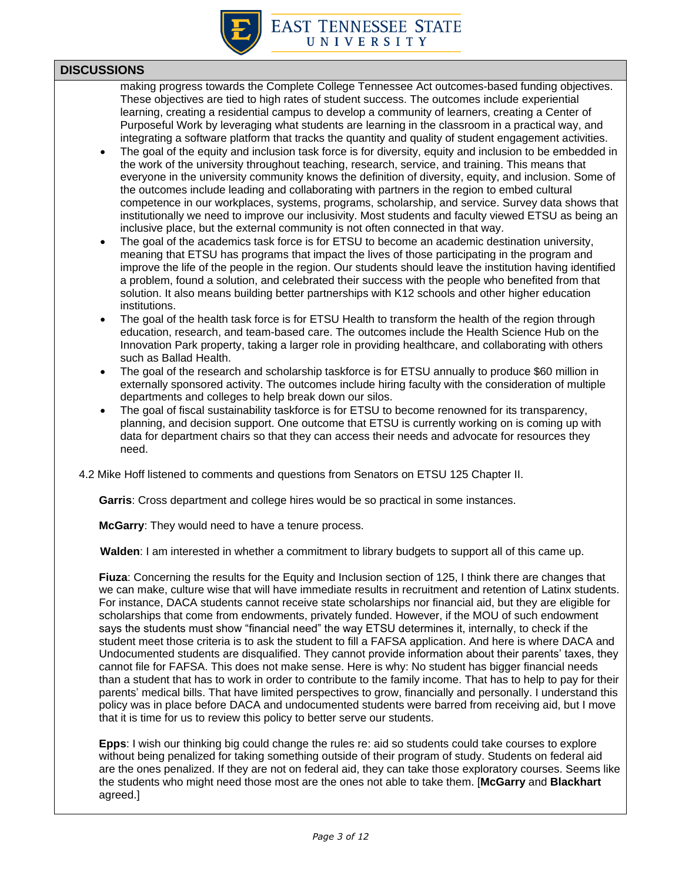## DISCUSSIONS

making progress towards the Complete College Tennessee Act outcomes-based funding objectives. These objectives are tied to high rates of student success. The outcomes include experiential learning, creating a residential campus to develop a community of learners, creating a Center of Purposeful Work by leveraging what students are learning in the classroom in a practical way, and integrating a software platform that tracks the quantity and quality of student engagement activities.

- The goal of the equity and inclusion task force is for diversity, equity and inclusion to be embedded in the work of the university throughout teaching, research, service, and training. This means that everyone in the university community knows the definition of diversity, equity, and inclusion. Some of the outcomes include leading and collaborating with partners in the region to embed cultural competence in our workplaces, systems, programs, scholarship, and service. Survey data shows that institutionally we need to improve our inclusivity. Most students and faculty viewed ETSU as being an inclusive place, but the external community is not often connected in that way.
- The goal of the academics task force is for ETSU to become an academic destination university, meaning that ETSU has programs that impact the lives of those participating in the program and improve the life of the people in the region. Our students should leave the institution having identified a problem, found a solution, and celebrated their success with the people who benefited from that solution. It also means building better partnerships with K12 schools and other higher education institutions.
- The goal of the health task force is for ETSU Health to transform the health of the region through education, research, and team-based care. The outcomes include the Health Science Hub on the Innovation Park property, taking a larger role in providing healthcare, and collaborating with others such as Ballad Health.
- The goal of the research and scholarship taskforce is for ETSU annually to produce $60 million in externally sponsored activity. The outcomes include hiring faculty with the consideration of multiple departments and colleges to help break down our silos.
- The goal of fiscal sustainability taskforce is for ETSU to become renowned for its transparency, planning, and decision support. One outcome that ETSU is currently working on is coming up with data for department chairs so that they can access their needs and advocate for resources they need.

4.2 Mike Hoff listened to comments and questions from Senators on ETSU 125 Chapter II.

**Garris**: Cross department and college hires would be so practical in some instances.

**McGarry**: They would need to have a tenure process.

**Walden**: I am interested in whether a commitment to library budgets to support all of this came up.

**Fiuza**: Concerning the results for the Equity and Inclusion section of 125, I think there are changes that we can make, culture wise that will have immediate results in recruitment and retention of Latinx students. For instance, DACA students cannot receive state scholarships nor financial aid, but they are eligible for scholarships that come from endowments, privately funded. However, if the MOU of such endowment says the students must show "financial need" the way ETSU determines it, internally, to check if the student meet those criteria is to ask the student to fill a FAFSA application. And here is where DACA and Undocumented students are disqualified. They cannot provide information about their parents' taxes, they cannot file for FAFSA. This does not make sense. Here is why: No student has bigger financial needs than a student that has to work in order to contribute to the family income. That has to help to pay for their parents' medical bills. That have limited perspectives to grow, financially and personally. I understand this policy was in place before DACA and undocumented students were barred from receiving aid, but I move that it is time for us to review this policy to better serve our students.

**Epps**: I wish our thinking big could change the rules re: aid so students could take courses to explore without being penalized for taking something outside of their program of study. Students on federal aid are the ones penalized. If they are not on federal aid, they can take those exploratory courses. Seems like the students who might need those most are the ones not able to take them. [**McGarry** and **Blackhart** agreed.]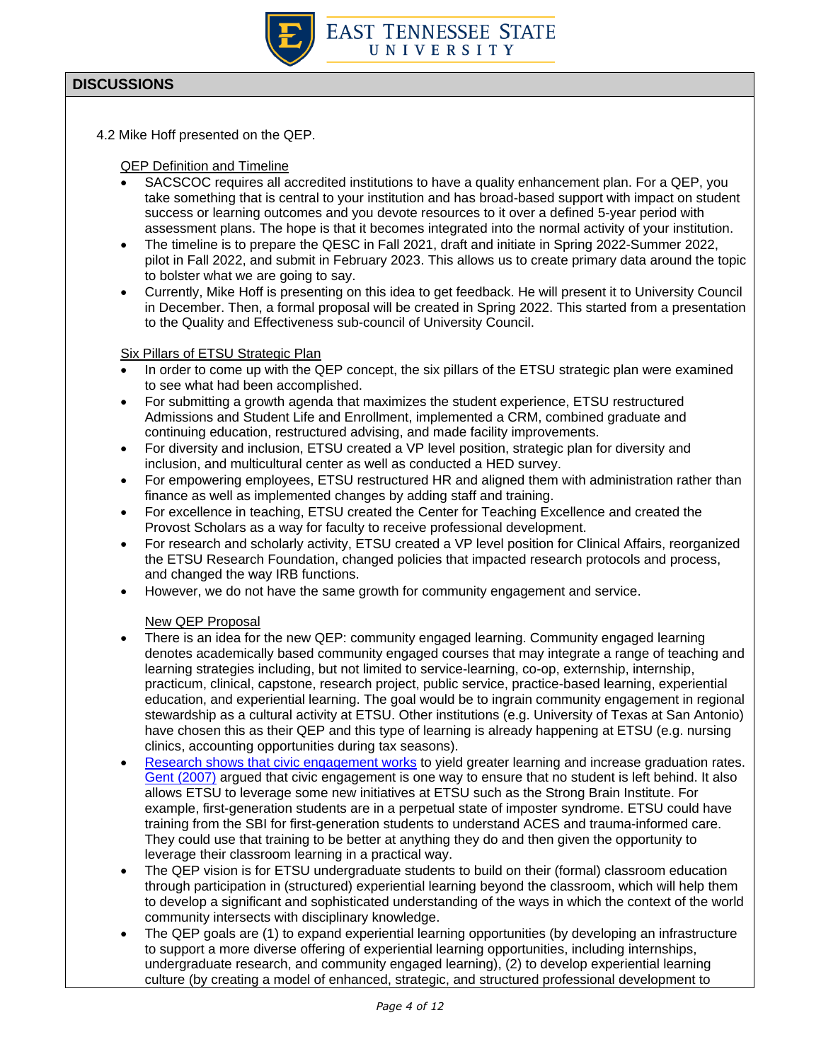## DISCUSSIONS

4.2 Mike Hoff presented on the QEP.

QEP Definition and Timeline

- SACSCOC requires all accredited institutions to have a quality enhancement plan. For a QEP, you take something that is central to your institution and has broad-based support with impact on student success or learning outcomes and you devote resources to it over a defined 5-year period with assessment plans. The hope is that it becomes integrated into the normal activity of your institution.
- The timeline is to prepare the QESC in Fall 2021, draft and initiate in Spring 2022-Summer 2022, pilot in Fall 2022, and submit in February 2023. This allows us to create primary data around the topic to bolster what we are going to say.
- Currently, Mike Hoff is presenting on this idea to get feedback. He will present it to University Council in December. Then, a formal proposal will be created in Spring 2022. This started from a presentation to the Quality and Effectiveness sub-council of University Council.

Six Pillars of ETSU Strategic Plan

- In order to come up with the QEP concept, the six pillars of the ETSU strategic plan were examined to see what had been accomplished.
- For submitting a growth agenda that maximizes the student experience, ETSU restructured Admissions and Student Life and Enrollment, implemented a CRM, combined graduate and continuing education, restructured advising, and made facility improvements.
- For diversity and inclusion, ETSU created a VP level position, strategic plan for diversity and inclusion, and multicultural center as well as conducted a HED survey.
- For empowering employees, ETSU restructured HR and aligned them with administration rather than finance as well as implemented changes by adding staff and training.
- For excellence in teaching, ETSU created the Center for Teaching Excellence and created the Provost Scholars as a way for faculty to receive professional development.
- For research and scholarly activity, ETSU created a VP level position for Clinical Affairs, reorganized the ETSU Research Foundation, changed policies that impacted research protocols and process, and changed the way IRB functions.
- However, we do not have the same growth for community engagement and service.

New QEP Proposal

- There is an idea for the new QEP: community engaged learning. Community engaged learning denotes academically based community engaged courses that may integrate a range of teaching and learning strategies including, but not limited to service-learning, co-op, externship, internship, practicum, clinical, capstone, research project, public service, practice-based learning, experiential education, and experiential learning. The goal would be to ingrain community engagement in regional stewardship as a cultural activity at ETSU. Other institutions (e.g. University of Texas at San Antonio) have chosen this as their QEP and this type of learning is already happening at ETSU (e.g. nursing clinics, accounting opportunities during tax seasons).
- Research shows that civic engagement works to yield greater learning and increase graduation rates. Gent (2007) argued that civic engagement is one way to ensure that no student is left behind. It also allows ETSU to leverage some new initiatives at ETSU such as the Strong Brain Institute. For example, first-generation students are in a perpetual state of imposter syndrome. ETSU could have training from the SBI for first-generation students to understand ACES and trauma-informed care. They could use that training to be better at anything they do and then given the opportunity to leverage their classroom learning in a practical way.
- The QEP vision is for ETSU undergraduate students to build on their (formal) classroom education through participation in (structured) experiential learning beyond the classroom, which will help them to develop a significant and sophisticated understanding of the ways in which the context of the world community intersects with disciplinary knowledge.
- The QEP goals are (1) to expand experiential learning opportunities (by developing an infrastructure to support a more diverse offering of experiential learning opportunities, including internships, undergraduate research, and community engaged learning), (2) to develop experiential learning culture (by creating a model of enhanced, strategic, and structured professional development to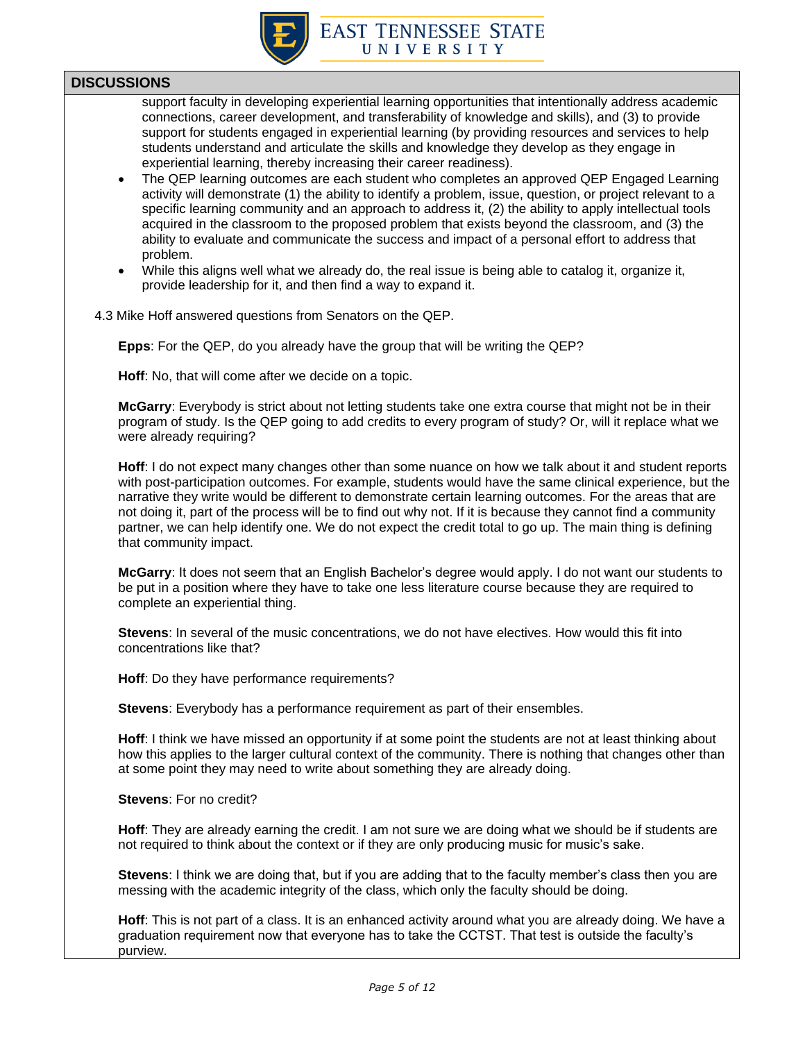## DISCUSSIONS

support faculty in developing experiential learning opportunities that intentionally address academic connections, career development, and transferability of knowledge and skills), and (3) to provide support for students engaged in experiential learning (by providing resources and services to help students understand and articulate the skills and knowledge they develop as they engage in experiential learning, thereby increasing their career readiness).

- The QEP learning outcomes are each student who completes an approved QEP Engaged Learning activity will demonstrate (1) the ability to identify a problem, issue, question, or project relevant to a specific learning community and an approach to address it, (2) the ability to apply intellectual tools acquired in the classroom to the proposed problem that exists beyond the classroom, and (3) the ability to evaluate and communicate the success and impact of a personal effort to address that problem.
- While this aligns well what we already do, the real issue is being able to catalog it, organize it, provide leadership for it, and then find a way to expand it.

4.3 Mike Hoff answered questions from Senators on the QEP.

**Epps**: For the QEP, do you already have the group that will be writing the QEP?

**Hoff**: No, that will come after we decide on a topic.

**McGarry**: Everybody is strict about not letting students take one extra course that might not be in their program of study. Is the QEP going to add credits to every program of study? Or, will it replace what we were already requiring?

**Hoff**: I do not expect many changes other than some nuance on how we talk about it and student reports with post-participation outcomes. For example, students would have the same clinical experience, but the narrative they write would be different to demonstrate certain learning outcomes. For the areas that are not doing it, part of the process will be to find out why not. If it is because they cannot find a community partner, we can help identify one. We do not expect the credit total to go up. The main thing is defining that community impact.

**McGarry**: It does not seem that an English Bachelor's degree would apply. I do not want our students to be put in a position where they have to take one less literature course because they are required to complete an experiential thing.

**Stevens**: In several of the music concentrations, we do not have electives. How would this fit into concentrations like that?

**Hoff**: Do they have performance requirements?

**Stevens**: Everybody has a performance requirement as part of their ensembles.

**Hoff**: I think we have missed an opportunity if at some point the students are not at least thinking about how this applies to the larger cultural context of the community. There is nothing that changes other than at some point they may need to write about something they are already doing.

**Stevens**: For no credit?

**Hoff**: They are already earning the credit. I am not sure we are doing what we should be if students are not required to think about the context or if they are only producing music for music's sake.

**Stevens**: I think we are doing that, but if you are adding that to the faculty member's class then you are messing with the academic integrity of the class, which only the faculty should be doing.

**Hoff**: This is not part of a class. It is an enhanced activity around what you are already doing. We have a graduation requirement now that everyone has to take the CCTST. That test is outside the faculty's purview.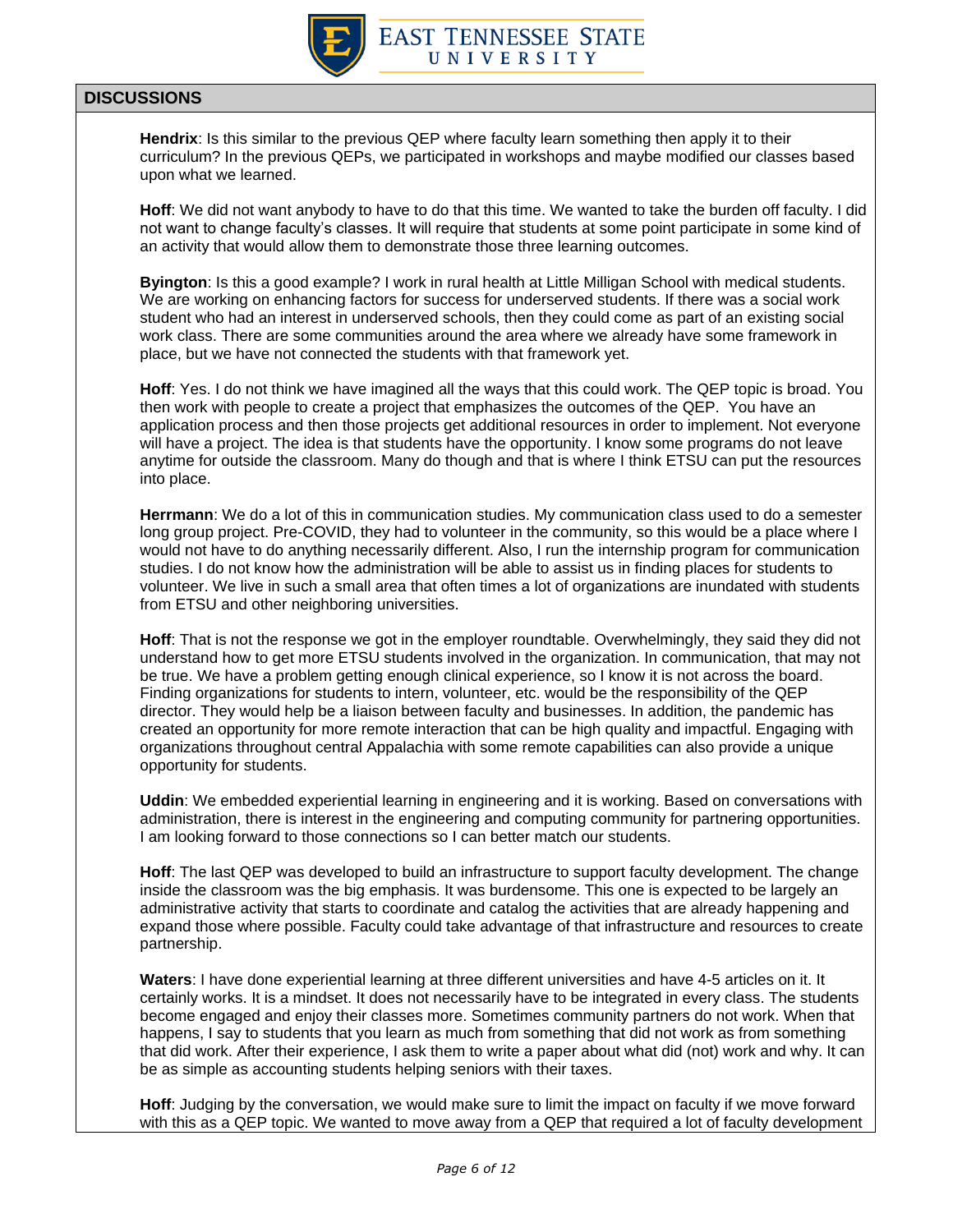## DISCUSSIONS

**Hendrix**: Is this similar to the previous QEP where faculty learn something then apply it to their curriculum? In the previous QEPs, we participated in workshops and maybe modified our classes based upon what we learned.

**Hoff**: We did not want anybody to have to do that this time. We wanted to take the burden off faculty. I did not want to change faculty's classes. It will require that students at some point participate in some kind of an activity that would allow them to demonstrate those three learning outcomes.

**Byington**: Is this a good example? I work in rural health at Little Milligan School with medical students. We are working on enhancing factors for success for underserved students. If there was a social work student who had an interest in underserved schools, then they could come as part of an existing social work class. There are some communities around the area where we already have some framework in place, but we have not connected the students with that framework yet.

**Hoff**: Yes. I do not think we have imagined all the ways that this could work. The QEP topic is broad. You then work with people to create a project that emphasizes the outcomes of the QEP. You have an application process and then those projects get additional resources in order to implement. Not everyone will have a project. The idea is that students have the opportunity. I know some programs do not leave anytime for outside the classroom. Many do though and that is where I think ETSU can put the resources into place.

**Herrmann**: We do a lot of this in communication studies. My communication class used to do a semester long group project. Pre-COVID, they had to volunteer in the community, so this would be a place where I would not have to do anything necessarily different. Also, I run the internship program for communication studies. I do not know how the administration will be able to assist us in finding places for students to volunteer. We live in such a small area that often times a lot of organizations are inundated with students from ETSU and other neighboring universities.

**Hoff**: That is not the response we got in the employer roundtable. Overwhelmingly, they said they did not understand how to get more ETSU students involved in the organization. In communication, that may not be true. We have a problem getting enough clinical experience, so I know it is not across the board. Finding organizations for students to intern, volunteer, etc. would be the responsibility of the QEP director. They would help be a liaison between faculty and businesses. In addition, the pandemic has created an opportunity for more remote interaction that can be high quality and impactful. Engaging with organizations throughout central Appalachia with some remote capabilities can also provide a unique opportunity for students.

**Uddin**: We embedded experiential learning in engineering and it is working. Based on conversations with administration, there is interest in the engineering and computing community for partnering opportunities. I am looking forward to those connections so I can better match our students.

**Hoff**: The last QEP was developed to build an infrastructure to support faculty development. The change inside the classroom was the big emphasis. It was burdensome. This one is expected to be largely an administrative activity that starts to coordinate and catalog the activities that are already happening and expand those where possible. Faculty could take advantage of that infrastructure and resources to create partnership.

**Waters**: I have done experiential learning at three different universities and have 4-5 articles on it. It certainly works. It is a mindset. It does not necessarily have to be integrated in every class. The students become engaged and enjoy their classes more. Sometimes community partners do not work. When that happens, I say to students that you learn as much from something that did not work as from something that did work. After their experience, I ask them to write a paper about what did (not) work and why. It can be as simple as accounting students helping seniors with their taxes.

**Hoff**: Judging by the conversation, we would make sure to limit the impact on faculty if we move forward with this as a QEP topic. We wanted to move away from a QEP that required a lot of faculty development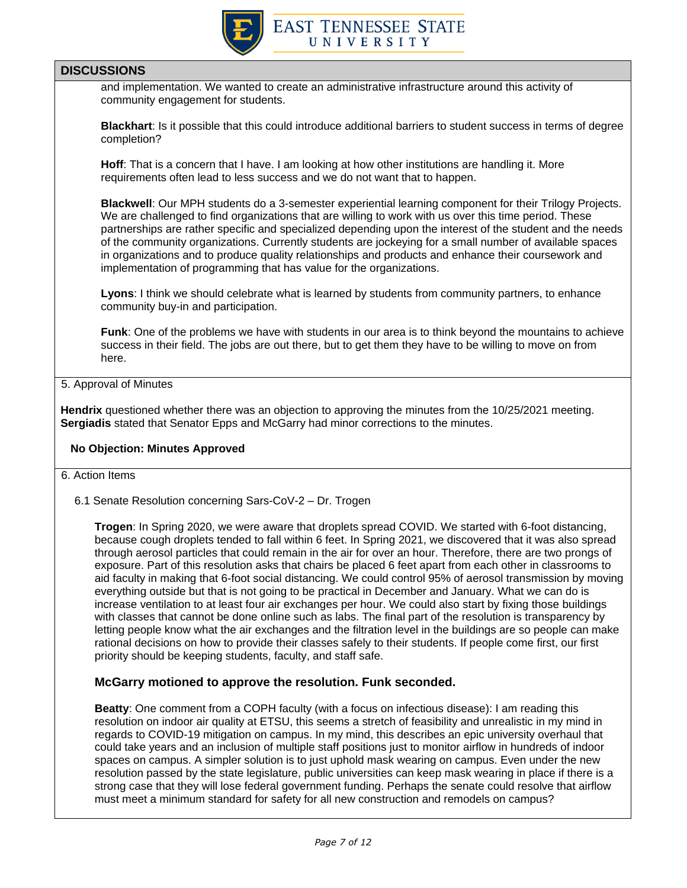## DISCUSSIONS

and implementation. We wanted to create an administrative infrastructure around this activity of community engagement for students.

**Blackhart**: Is it possible that this could introduce additional barriers to student success in terms of degree completion?

**Hoff**: That is a concern that I have. I am looking at how other institutions are handling it. More requirements often lead to less success and we do not want that to happen.

**Blackwell**: Our MPH students do a 3-semester experiential learning component for their Trilogy Projects. We are challenged to find organizations that are willing to work with us over this time period. These partnerships are rather specific and specialized depending upon the interest of the student and the needs of the community organizations. Currently students are jockeying for a small number of available spaces in organizations and to produce quality relationships and products and enhance their coursework and implementation of programming that has value for the organizations.

**Lyons**: I think we should celebrate what is learned by students from community partners, to enhance community buy-in and participation.

**Funk**: One of the problems we have with students in our area is to think beyond the mountains to achieve success in their field. The jobs are out there, but to get them they have to be willing to move on from here.

5. Approval of Minutes

**Hendrix** questioned whether there was an objection to approving the minutes from the 10/25/2021 meeting. **Sergiadis** stated that Senator Epps and McGarry had minor corrections to the minutes.

**No Objection: Minutes Approved**

6. Action Items

6.1 Senate Resolution concerning Sars-CoV-2 – Dr. Trogen

**Trogen**: In Spring 2020, we were aware that droplets spread COVID. We started with 6-foot distancing, because cough droplets tended to fall within 6 feet. In Spring 2021, we discovered that it was also spread through aerosol particles that could remain in the air for over an hour. Therefore, there are two prongs of exposure. Part of this resolution asks that chairs be placed 6 feet apart from each other in classrooms to aid faculty in making that 6-foot social distancing. We could control 95% of aerosol transmission by moving everything outside but that is not going to be practical in December and January. What we can do is increase ventilation to at least four air exchanges per hour. We could also start by fixing those buildings with classes that cannot be done online such as labs. The final part of the resolution is transparency by letting people know what the air exchanges and the filtration level in the buildings are so people can make rational decisions on how to provide their classes safely to their students. If people come first, our first priority should be keeping students, faculty, and staff safe.

**McGarry motioned to approve the resolution. Funk seconded.**

**Beatty**: One comment from a COPH faculty (with a focus on infectious disease): I am reading this resolution on indoor air quality at ETSU, this seems a stretch of feasibility and unrealistic in my mind in regards to COVID-19 mitigation on campus. In my mind, this describes an epic university overhaul that could take years and an inclusion of multiple staff positions just to monitor airflow in hundreds of indoor spaces on campus. A simpler solution is to just uphold mask wearing on campus. Even under the new resolution passed by the state legislature, public universities can keep mask wearing in place if there is a strong case that they will lose federal government funding. Perhaps the senate could resolve that airflow must meet a minimum standard for safety for all new construction and remodels on campus?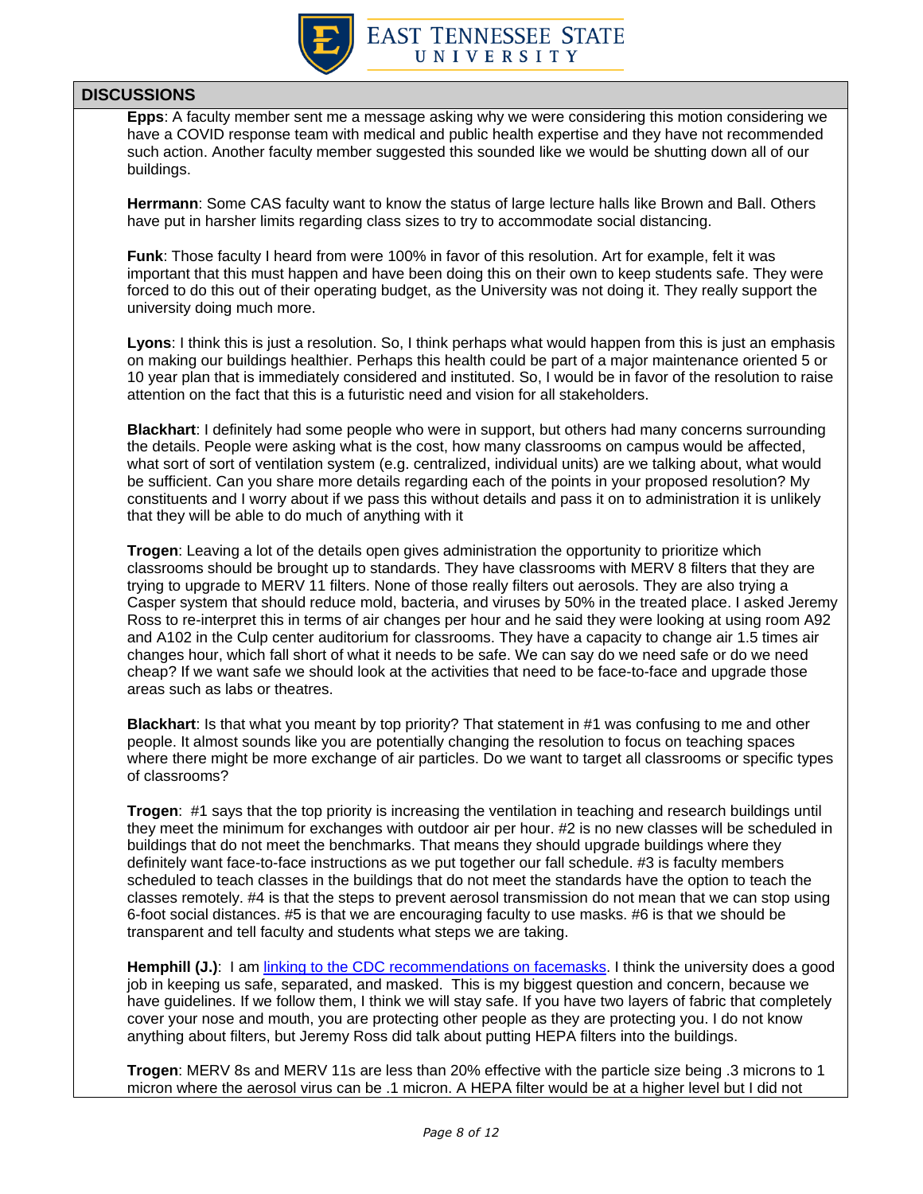## DISCUSSIONS

**Epps**: A faculty member sent me a message asking why we were considering this motion considering we have a COVID response team with medical and public health expertise and they have not recommended such action. Another faculty member suggested this sounded like we would be shutting down all of our buildings.

**Herrmann**: Some CAS faculty want to know the status of large lecture halls like Brown and Ball. Others have put in harsher limits regarding class sizes to try to accommodate social distancing.

**Funk**: Those faculty I heard from were 100% in favor of this resolution. Art for example, felt it was important that this must happen and have been doing this on their own to keep students safe. They were forced to do this out of their operating budget, as the University was not doing it. They really support the university doing much more.

**Lyons**: I think this is just a resolution. So, I think perhaps what would happen from this is just an emphasis on making our buildings healthier. Perhaps this health could be part of a major maintenance oriented 5 or 10 year plan that is immediately considered and instituted. So, I would be in favor of the resolution to raise attention on the fact that this is a futuristic need and vision for all stakeholders.

**Blackhart**: I definitely had some people who were in support, but others had many concerns surrounding the details. People were asking what is the cost, how many classrooms on campus would be affected, what sort of sort of ventilation system (e.g. centralized, individual units) are we talking about, what would be sufficient. Can you share more details regarding each of the points in your proposed resolution? My constituents and I worry about if we pass this without details and pass it on to administration it is unlikely that they will be able to do much of anything with it

**Trogen**: Leaving a lot of the details open gives administration the opportunity to prioritize which classrooms should be brought up to standards. They have classrooms with MERV 8 filters that they are trying to upgrade to MERV 11 filters. None of those really filters out aerosols. They are also trying a Casper system that should reduce mold, bacteria, and viruses by 50% in the treated place. I asked Jeremy Ross to re-interpret this in terms of air changes per hour and he said they were looking at using room A92 and A102 in the Culp center auditorium for classrooms. They have a capacity to change air 1.5 times air changes hour, which fall short of what it needs to be safe. We can say do we need safe or do we need cheap? If we want safe we should look at the activities that need to be face-to-face and upgrade those areas such as labs or theatres.

**Blackhart**: Is that what you meant by top priority? That statement in #1 was confusing to me and other people. It almost sounds like you are potentially changing the resolution to focus on teaching spaces where there might be more exchange of air particles. Do we want to target all classrooms or specific types of classrooms?

**Trogen**: #1 says that the top priority is increasing the ventilation in teaching and research buildings until they meet the minimum for exchanges with outdoor air per hour. #2 is no new classes will be scheduled in buildings that do not meet the benchmarks. That means they should upgrade buildings where they definitely want face-to-face instructions as we put together our fall schedule. #3 is faculty members scheduled to teach classes in the buildings that do not meet the standards have the option to teach the classes remotely. #4 is that the steps to prevent aerosol transmission do not mean that we can stop using 6-foot social distances. #5 is that we are encouraging faculty to use masks. #6 is that we should be transparent and tell faculty and students what steps we are taking.

**Hemphill (J.)**: I am [linking to the CDC recommendations on facemasks](). I think the university does a good job in keeping us safe, separated, and masked. This is my biggest question and concern, because we have guidelines. If we follow them, I think we will stay safe. If you have two layers of fabric that completely cover your nose and mouth, you are protecting other people as they are protecting you. I do not know anything about filters, but Jeremy Ross did talk about putting HEPA filters into the buildings.

**Trogen**: MERV 8s and MERV 11s are less than 20% effective with the particle size being .3 microns to 1 micron where the aerosol virus can be .1 micron. A HEPA filter would be at a higher level but I did not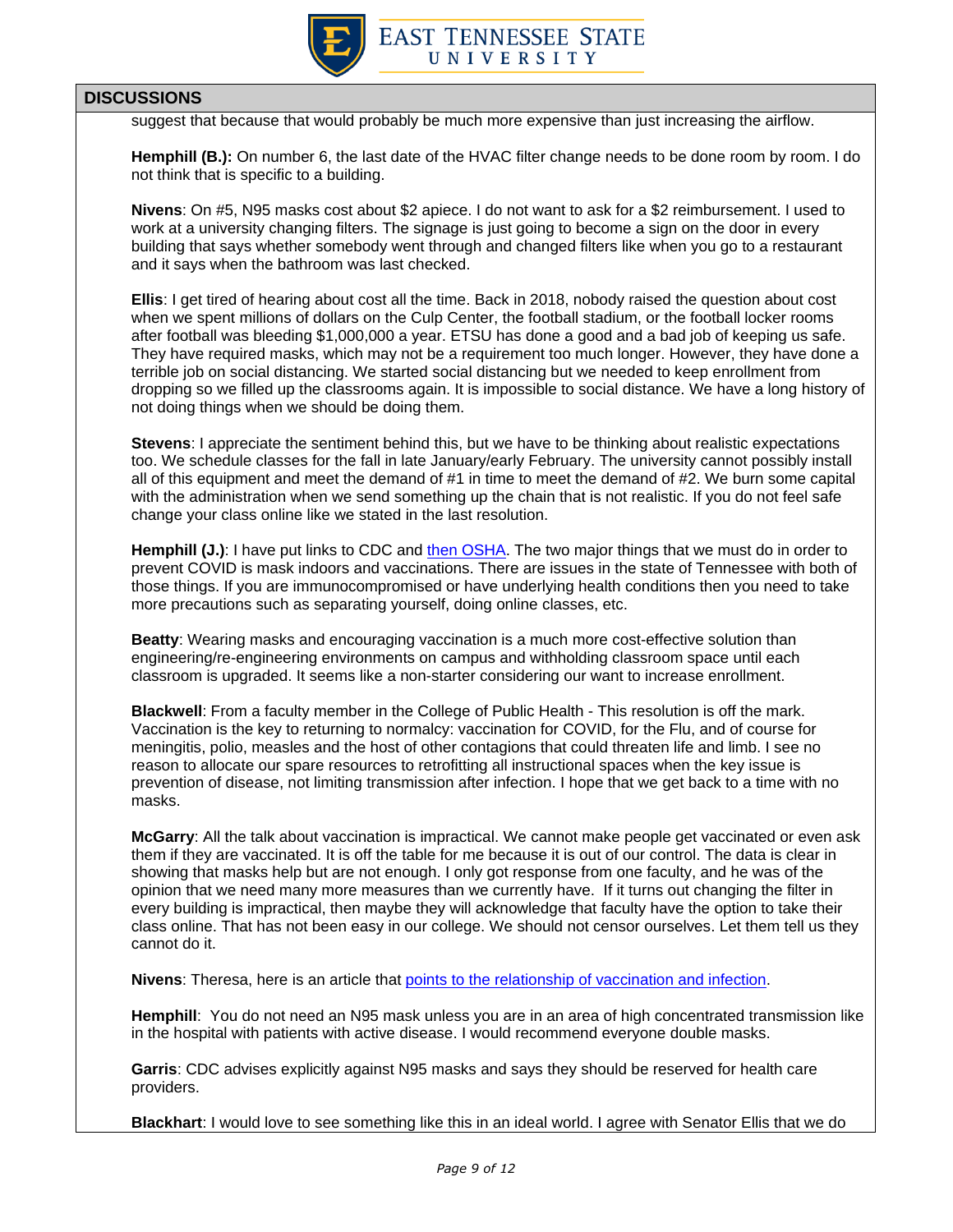## DISCUSSIONS

suggest that because that would probably be much more expensive than just increasing the airflow.

**Hemphill (B.):** On number 6, the last date of the HVAC filter change needs to be done room by room. I do not think that is specific to a building.

**Nivens**: On #5, N95 masks cost about $2 apiece. I do not want to ask for a $2 reimbursement. I used to work at a university changing filters. The signage is just going to become a sign on the door in every building that says whether somebody went through and changed filters like when you go to a restaurant and it says when the bathroom was last checked.

**Ellis**: I get tired of hearing about cost all the time. Back in 2018, nobody raised the question about cost when we spent millions of dollars on the Culp Center, the football stadium, or the football locker rooms after football was bleeding $1,000,000 a year. ETSU has done a good and a bad job of keeping us safe. They have required masks, which may not be a requirement too much longer. However, they have done a terrible job on social distancing. We started social distancing but we needed to keep enrollment from dropping so we filled up the classrooms again. It is impossible to social distance. We have a long history of not doing things when we should be doing them.

**Stevens**: I appreciate the sentiment behind this, but we have to be thinking about realistic expectations too. We schedule classes for the fall in late January/early February. The university cannot possibly install all of this equipment and meet the demand of #1 in time to meet the demand of #2. We burn some capital with the administration when we send something up the chain that is not realistic. If you do not feel safe change your class online like we stated in the last resolution.

**Hemphill (J.)**: I have put links to CDC and then OSHA. The two major things that we must do in order to prevent COVID is mask indoors and vaccinations. There are issues in the state of Tennessee with both of those things. If you are immunocompromised or have underlying health conditions then you need to take more precautions such as separating yourself, doing online classes, etc.

**Beatty**: Wearing masks and encouraging vaccination is a much more cost-effective solution than engineering/re-engineering environments on campus and withholding classroom space until each classroom is upgraded. It seems like a non-starter considering our want to increase enrollment.

**Blackwell**: From a faculty member in the College of Public Health - This resolution is off the mark. Vaccination is the key to returning to normalcy: vaccination for COVID, for the Flu, and of course for meningitis, polio, measles and the host of other contagions that could threaten life and limb. I see no reason to allocate our spare resources to retrofitting all instructional spaces when the key issue is prevention of disease, not limiting transmission after infection. I hope that we get back to a time with no masks.

**McGarry**: All the talk about vaccination is impractical. We cannot make people get vaccinated or even ask them if they are vaccinated. It is off the table for me because it is out of our control. The data is clear in showing that masks help but are not enough. I only got response from one faculty, and he was of the opinion that we need many more measures than we currently have. If it turns out changing the filter in every building is impractical, then maybe they will acknowledge that faculty have the option to take their class online. That has not been easy in our college. We should not censor ourselves. Let them tell us they cannot do it.

**Nivens**: Theresa, here is an article that points to the relationship of vaccination and infection.

**Hemphill**: You do not need an N95 mask unless you are in an area of high concentrated transmission like in the hospital with patients with active disease. I would recommend everyone double masks.

**Garris**: CDC advises explicitly against N95 masks and says they should be reserved for health care providers.

**Blackhart**: I would love to see something like this in an ideal world. I agree with Senator Ellis that we do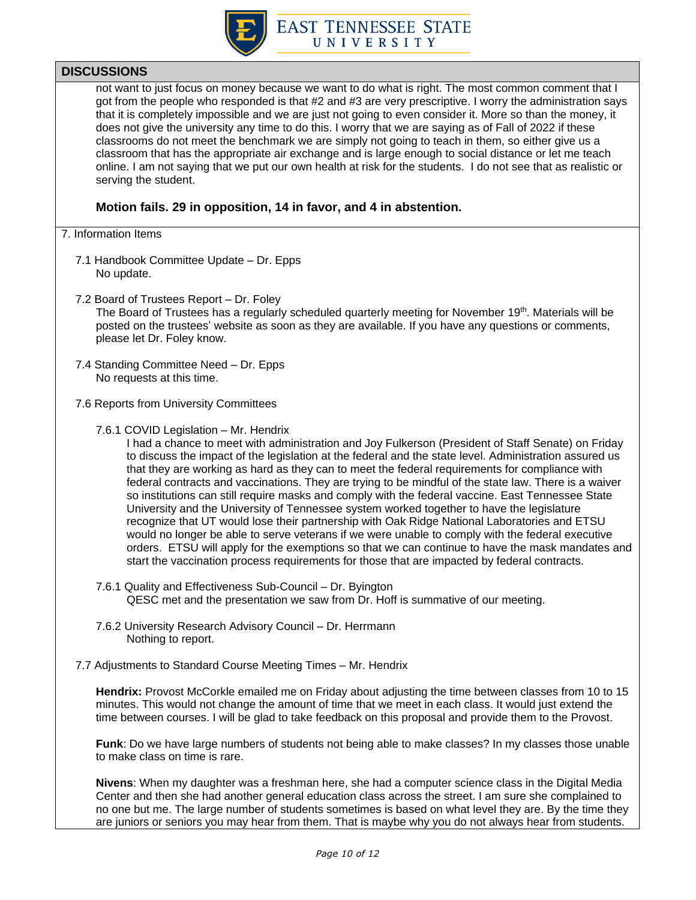## DISCUSSIONS

not want to just focus on money because we want to do what is right. The most common comment that I got from the people who responded is that #2 and #3 are very prescriptive. I worry the administration says that it is completely impossible and we are just not going to even consider it. More so than the money, it does not give the university any time to do this. I worry that we are saying as of Fall of 2022 if these classrooms do not meet the benchmark we are simply not going to teach in them, so either give us a classroom that has the appropriate air exchange and is large enough to social distance or let me teach online. I am not saying that we put our own health at risk for the students. I do not see that as realistic or serving the student.

**Motion fails. 29 in opposition, 14 in favor, and 4 in abstention.**

7. Information Items

7.1 Handbook Committee Update – Dr. Epps
No update.

7.2 Board of Trustees Report – Dr. Foley
The Board of Trustees has a regularly scheduled quarterly meeting for November 19th. Materials will be posted on the trustees' website as soon as they are available. If you have any questions or comments, please let Dr. Foley know.

7.4 Standing Committee Need – Dr. Epps
No requests at this time.

7.6 Reports from University Committees

7.6.1 COVID Legislation – Mr. Hendrix
I had a chance to meet with administration and Joy Fulkerson (President of Staff Senate) on Friday to discuss the impact of the legislation at the federal and the state level. Administration assured us that they are working as hard as they can to meet the federal requirements for compliance with federal contracts and vaccinations. They are trying to be mindful of the state law. There is a waiver so institutions can still require masks and comply with the federal vaccine. East Tennessee State University and the University of Tennessee system worked together to have the legislature recognize that UT would lose their partnership with Oak Ridge National Laboratories and ETSU would no longer be able to serve veterans if we were unable to comply with the federal executive orders. ETSU will apply for the exemptions so that we can continue to have the mask mandates and start the vaccination process requirements for those that are impacted by federal contracts.

7.6.1 Quality and Effectiveness Sub-Council – Dr. Byington
QESC met and the presentation we saw from Dr. Hoff is summative of our meeting.

7.6.2 University Research Advisory Council – Dr. Herrmann
Nothing to report.

7.7 Adjustments to Standard Course Meeting Times – Mr. Hendrix

**Hendrix:** Provost McCorkle emailed me on Friday about adjusting the time between classes from 10 to 15 minutes. This would not change the amount of time that we meet in each class. It would just extend the time between courses. I will be glad to take feedback on this proposal and provide them to the Provost.

**Funk**: Do we have large numbers of students not being able to make classes? In my classes those unable to make class on time is rare.

**Nivens**: When my daughter was a freshman here, she had a computer science class in the Digital Media Center and then she had another general education class across the street. I am sure she complained to no one but me. The large number of students sometimes is based on what level they are. By the time they are juniors or seniors you may hear from them. That is maybe why you do not always hear from students.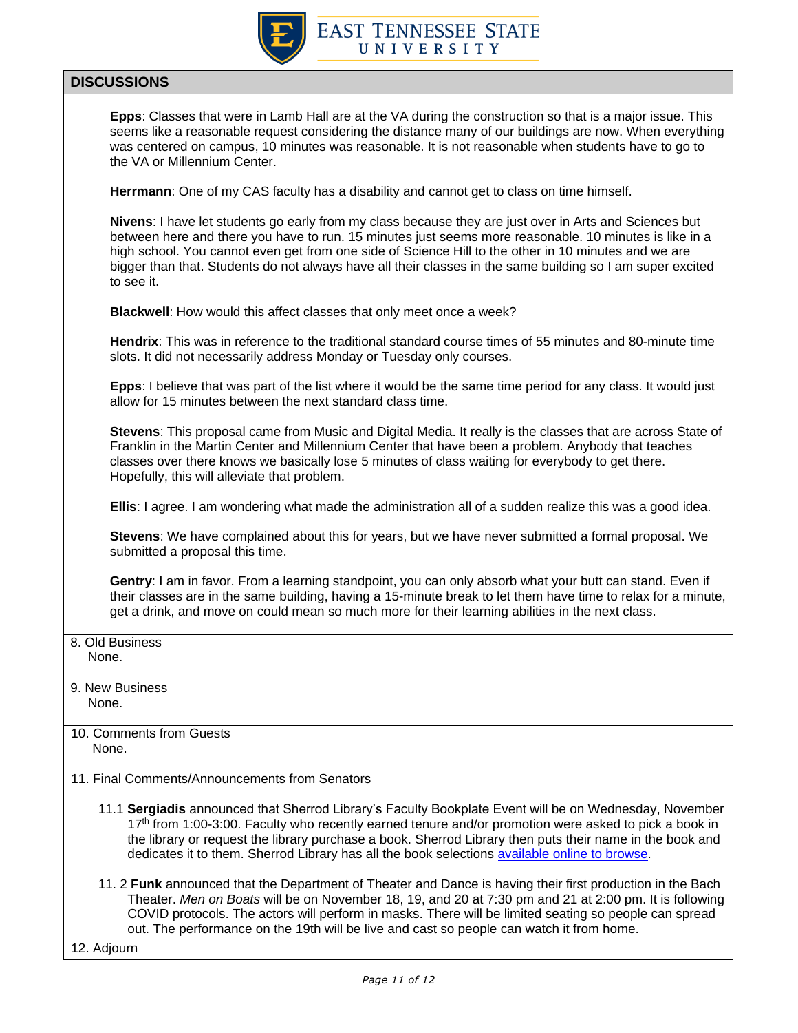## DISCUSSIONS

**Epps**: Classes that were in Lamb Hall are at the VA during the construction so that is a major issue. This seems like a reasonable request considering the distance many of our buildings are now. When everything was centered on campus, 10 minutes was reasonable. It is not reasonable when students have to go to the VA or Millennium Center.

**Herrmann**: One of my CAS faculty has a disability and cannot get to class on time himself.

**Nivens**: I have let students go early from my class because they are just over in Arts and Sciences but between here and there you have to run. 15 minutes just seems more reasonable. 10 minutes is like in a high school. You cannot even get from one side of Science Hill to the other in 10 minutes and we are bigger than that. Students do not always have all their classes in the same building so I am super excited to see it.

**Blackwell**: How would this affect classes that only meet once a week?

**Hendrix**: This was in reference to the traditional standard course times of 55 minutes and 80-minute time slots. It did not necessarily address Monday or Tuesday only courses.

**Epps**: I believe that was part of the list where it would be the same time period for any class. It would just allow for 15 minutes between the next standard class time.

**Stevens**: This proposal came from Music and Digital Media. It really is the classes that are across State of Franklin in the Martin Center and Millennium Center that have been a problem. Anybody that teaches classes over there knows we basically lose 5 minutes of class waiting for everybody to get there. Hopefully, this will alleviate that problem.

**Ellis**: I agree. I am wondering what made the administration all of a sudden realize this was a good idea.

**Stevens**: We have complained about this for years, but we have never submitted a formal proposal. We submitted a proposal this time.

**Gentry**: I am in favor. From a learning standpoint, you can only absorb what your butt can stand. Even if their classes are in the same building, having a 15-minute break to let them have time to relax for a minute, get a drink, and move on could mean so much more for their learning abilities in the next class.

8. Old Business
   None.

9. New Business
   None.

10. Comments from Guests
    None.

11. Final Comments/Announcements from Senators

    11.1 **Sergiadis** announced that Sherrod Library's Faculty Bookplate Event will be on Wednesday, November 17th from 1:00-3:00. Faculty who recently earned tenure and/or promotion were asked to pick a book in the library or request the library purchase a book. Sherrod Library then puts their name in the book and dedicates it to them. Sherrod Library has all the book selections available online to browse.

    11.2 **Funk** announced that the Department of Theater and Dance is having their first production in the Bach Theater. *Men on Boats* will be on November 18, 19, and 20 at 7:30 pm and 21 at 2:00 pm. It is following COVID protocols. The actors will perform in masks. There will be limited seating so people can spread out. The performance on the 19th will be live and cast so people can watch it from home.

12. Adjourn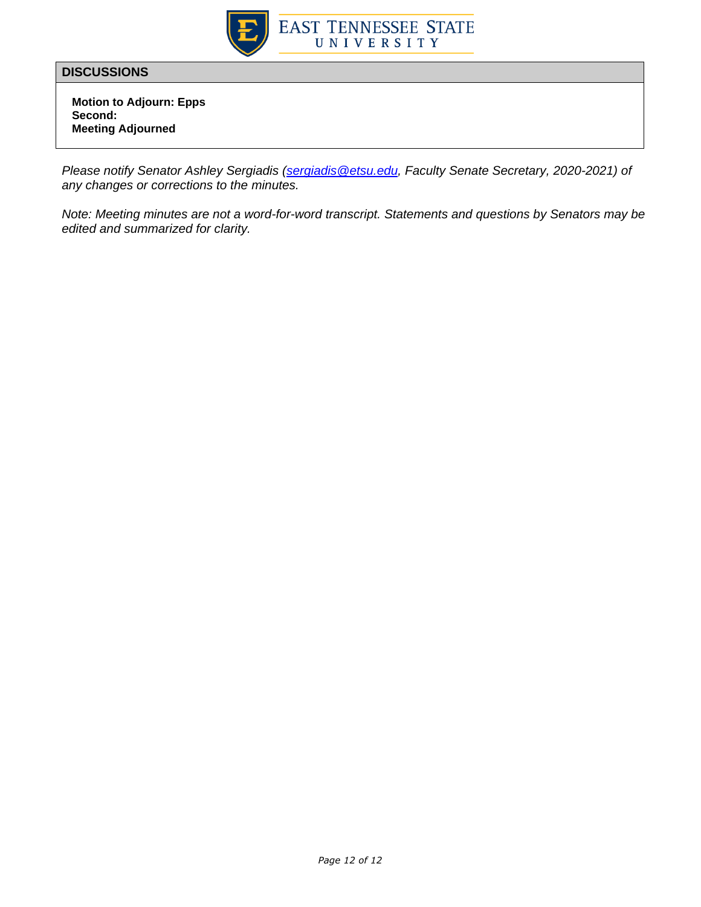## DISCUSSIONS

**Motion to Adjourn: Epps**
**Second:**
**Meeting Adjourned**

*Please notify Senator Ashley Sergiadis ([sergiadis@etsu.edu](mailto:sergiadis@etsu.edu), Faculty Senate Secretary, 2020-2021) of any changes or corrections to the minutes.*

*Note: Meeting minutes are not a word-for-word transcript. Statements and questions by Senators may be edited and summarized for clarity.*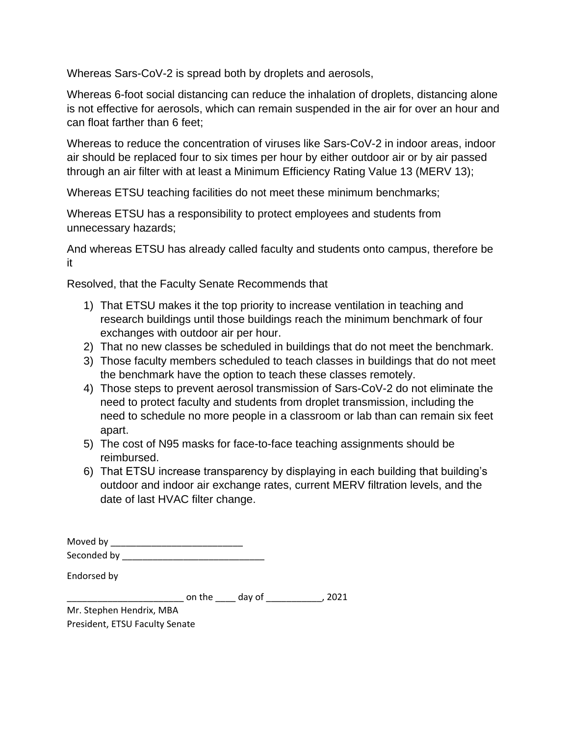Whereas Sars-CoV-2 is spread both by droplets and aerosols,

Whereas 6-foot social distancing can reduce the inhalation of droplets, distancing alone is not effective for aerosols, which can remain suspended in the air for over an hour and can float farther than 6 feet;

Whereas to reduce the concentration of viruses like Sars-CoV-2 in indoor areas, indoor air should be replaced four to six times per hour by either outdoor air or by air passed through an air filter with at least a Minimum Efficiency Rating Value 13 (MERV 13);

Whereas ETSU teaching facilities do not meet these minimum benchmarks;

Whereas ETSU has a responsibility to protect employees and students from unnecessary hazards;

And whereas ETSU has already called faculty and students onto campus, therefore be it

Resolved, that the Faculty Senate Recommends that

1) That ETSU makes it the top priority to increase ventilation in teaching and research buildings until those buildings reach the minimum benchmark of four exchanges with outdoor air per hour.
2) That no new classes be scheduled in buildings that do not meet the benchmark.
3) Those faculty members scheduled to teach classes in buildings that do not meet the benchmark have the option to teach these classes remotely.
4) Those steps to prevent aerosol transmission of Sars-CoV-2 do not eliminate the need to protect faculty and students from droplet transmission, including the need to schedule no more people in a classroom or lab than can remain six feet apart.
5) The cost of N95 masks for face-to-face teaching assignments should be reimbursed.
6) That ETSU increase transparency by displaying in each building that building's outdoor and indoor air exchange rates, current MERV filtration levels, and the date of last HVAC filter change.

Moved by _________________________

Seconded by ___________________________

Endorsed by

______________________ on the ____ day of ___________, 2021

Mr. Stephen Hendrix, MBA
President, ETSU Faculty Senate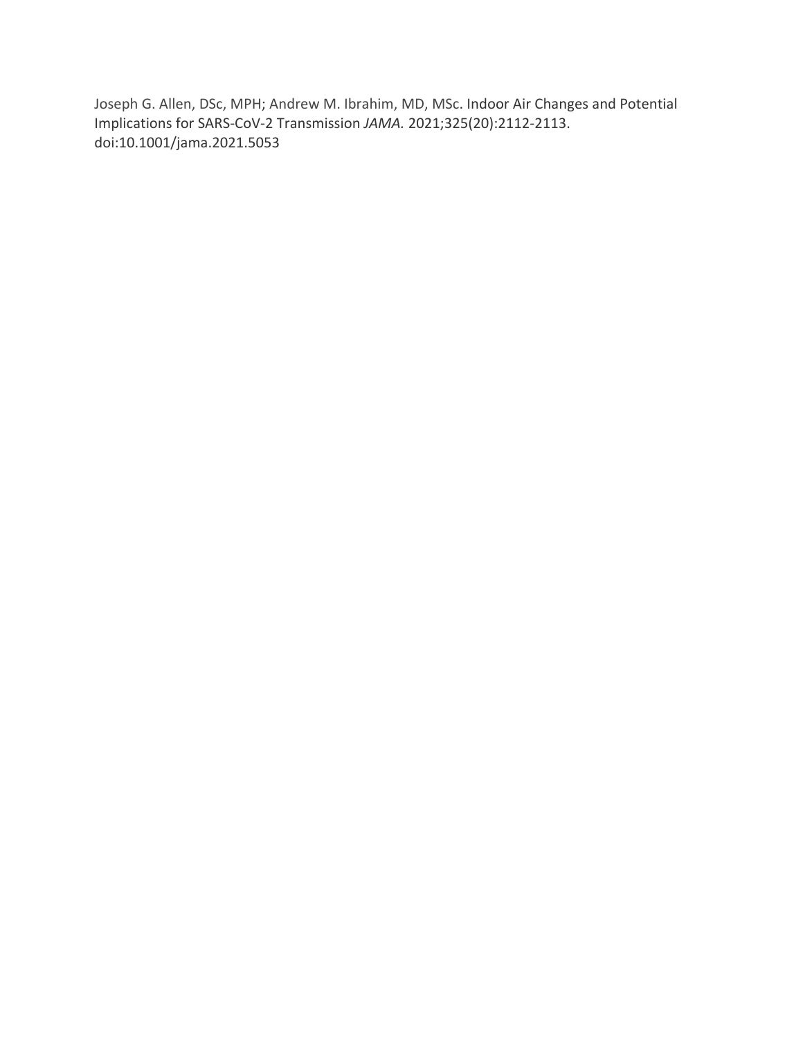Joseph G. Allen, DSc, MPH; Andrew M. Ibrahim, MD, MSc. Indoor Air Changes and Potential Implications for SARS-CoV-2 Transmission *JAMA.* 2021;325(20):2112-2113. doi:10.1001/jama.2021.5053